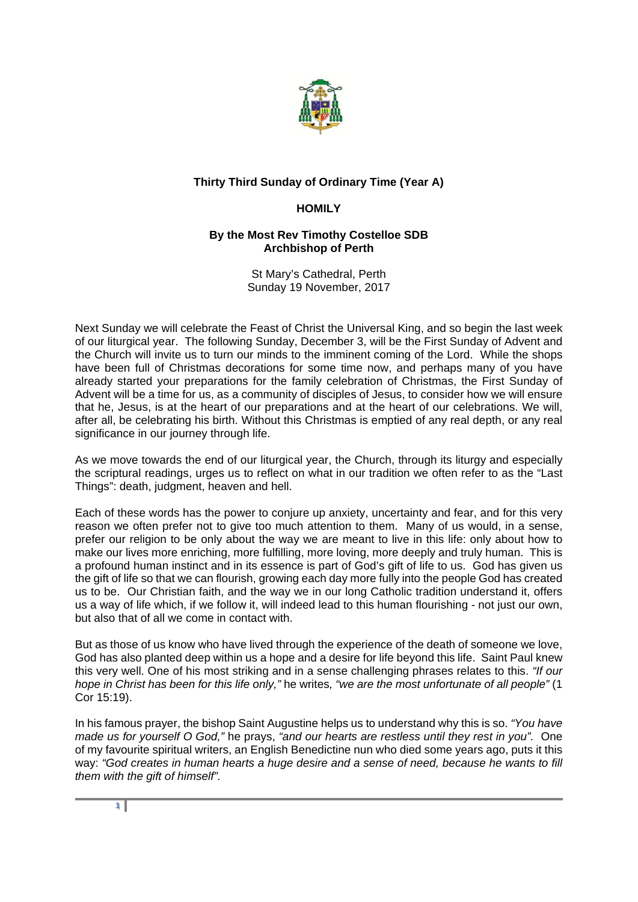**Thirty Third Sunday of Ordinary Time (Year A)**

**HOMILY**

**By the Most Rev Timothy Costelloe SDB**
**Archbishop of Perth**

St Mary's Cathedral, Perth
Sunday 19 November, 2017

Next Sunday we will celebrate the Feast of Christ the Universal King, and so begin the last week of our liturgical year. The following Sunday, December 3, will be the First Sunday of Advent and the Church will invite us to turn our minds to the imminent coming of the Lord. While the shops have been full of Christmas decorations for some time now, and perhaps many of you have already started your preparations for the family celebration of Christmas, the First Sunday of Advent will be a time for us, as a community of disciples of Jesus, to consider how we will ensure that he, Jesus, is at the heart of our preparations and at the heart of our celebrations. We will, after all, be celebrating his birth. Without this Christmas is emptied of any real depth, or any real significance in our journey through life.

As we move towards the end of our liturgical year, the Church, through its liturgy and especially the scriptural readings, urges us to reflect on what in our tradition we often refer to as the "Last Things": death, judgment, heaven and hell.

Each of these words has the power to conjure up anxiety, uncertainty and fear, and for this very reason we often prefer not to give too much attention to them. Many of us would, in a sense, prefer our religion to be only about the way we are meant to live in this life: only about how to make our lives more enriching, more fulfilling, more loving, more deeply and truly human. This is a profound human instinct and in its essence is part of God's gift of life to us. God has given us the gift of life so that we can flourish, growing each day more fully into the people God has created us to be. Our Christian faith, and the way we in our long Catholic tradition understand it, offers us a way of life which, if we follow it, will indeed lead to this human flourishing - not just our own, but also that of all we come in contact with.

But as those of us know who have lived through the experience of the death of someone we love, God has also planted deep within us a hope and a desire for life beyond this life. Saint Paul knew this very well. One of his most striking and in a sense challenging phrases relates to this. *"If our hope in Christ has been for this life only,"* he writes*, "we are the most unfortunate of all people"* (1 Cor 15:19).

In his famous prayer, the bishop Saint Augustine helps us to understand why this is so. *"You have made us for yourself O God,"* he prays, *"and our hearts are restless until they rest in you".* One of my favourite spiritual writers, an English Benedictine nun who died some years ago, puts it this way: *"God creates in human hearts a huge desire and a sense of need, because he wants to fill them with the gift of himself".*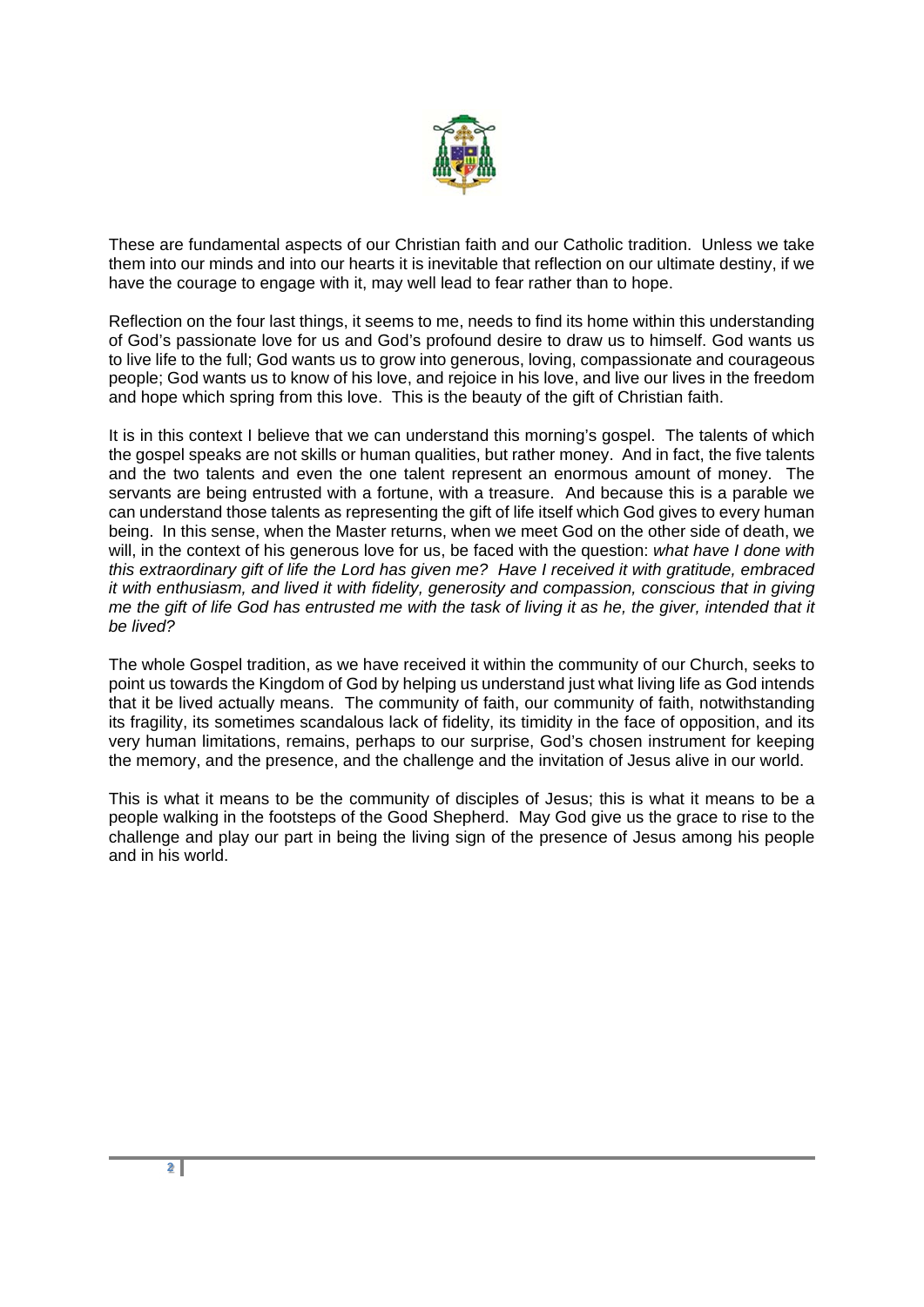These are fundamental aspects of our Christian faith and our Catholic tradition. Unless we take them into our minds and into our hearts it is inevitable that reflection on our ultimate destiny, if we have the courage to engage with it, may well lead to fear rather than to hope.

Reflection on the four last things, it seems to me, needs to find its home within this understanding of God's passionate love for us and God's profound desire to draw us to himself. God wants us to live life to the full; God wants us to grow into generous, loving, compassionate and courageous people; God wants us to know of his love, and rejoice in his love, and live our lives in the freedom and hope which spring from this love. This is the beauty of the gift of Christian faith.

It is in this context I believe that we can understand this morning's gospel. The talents of which the gospel speaks are not skills or human qualities, but rather money. And in fact, the five talents and the two talents and even the one talent represent an enormous amount of money. The servants are being entrusted with a fortune, with a treasure. And because this is a parable we can understand those talents as representing the gift of life itself which God gives to every human being. In this sense, when the Master returns, when we meet God on the other side of death, we will, in the context of his generous love for us, be faced with the question: *what have I done with this extraordinary gift of life the Lord has given me? Have I received it with gratitude, embraced it with enthusiasm, and lived it with fidelity, generosity and compassion, conscious that in giving me the gift of life God has entrusted me with the task of living it as he, the giver, intended that it be lived?*

The whole Gospel tradition, as we have received it within the community of our Church, seeks to point us towards the Kingdom of God by helping us understand just what living life as God intends that it be lived actually means. The community of faith, our community of faith, notwithstanding its fragility, its sometimes scandalous lack of fidelity, its timidity in the face of opposition, and its very human limitations, remains, perhaps to our surprise, God's chosen instrument for keeping the memory, and the presence, and the challenge and the invitation of Jesus alive in our world.

This is what it means to be the community of disciples of Jesus; this is what it means to be a people walking in the footsteps of the Good Shepherd. May God give us the grace to rise to the challenge and play our part in being the living sign of the presence of Jesus among his people and in his world.